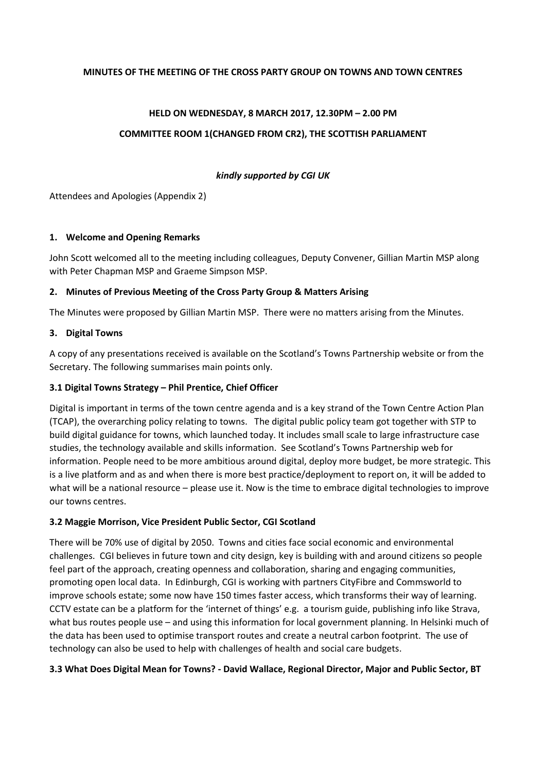**MINUTES OF THE MEETING OF THE CROSS PARTY GROUP ON TOWNS AND TOWN CENTRES**

**HELD ON WEDNESDAY, 8 MARCH 2017, 12.30PM – 2.00 PM**

**COMMITTEE ROOM 1(CHANGED FROM CR2), THE SCOTTISH PARLIAMENT**

***kindly supported by CGI UK***

Attendees and Apologies (Appendix 2)

### 1. Welcome and Opening Remarks

John Scott welcomed all to the meeting including colleagues, Deputy Convener, Gillian Martin MSP along with Peter Chapman MSP and Graeme Simpson MSP.

### 2. Minutes of Previous Meeting of the Cross Party Group & Matters Arising

The Minutes were proposed by Gillian Martin MSP. There were no matters arising from the Minutes.

### 3. Digital Towns

A copy of any presentations received is available on the Scotland's Towns Partnership website or from the Secretary. The following summarises main points only.

#### 3.1 Digital Towns Strategy – Phil Prentice, Chief Officer

Digital is important in terms of the town centre agenda and is a key strand of the Town Centre Action Plan (TCAP), the overarching policy relating to towns. The digital public policy team got together with STP to build digital guidance for towns, which launched today. It includes small scale to large infrastructure case studies, the technology available and skills information. See Scotland's Towns Partnership web for information. People need to be more ambitious around digital, deploy more budget, be more strategic. This is a live platform and as and when there is more best practice/deployment to report on, it will be added to what will be a national resource – please use it. Now is the time to embrace digital technologies to improve our towns centres.

#### 3.2 Maggie Morrison, Vice President Public Sector, CGI Scotland

There will be 70% use of digital by 2050. Towns and cities face social economic and environmental challenges. CGI believes in future town and city design, key is building with and around citizens so people feel part of the approach, creating openness and collaboration, sharing and engaging communities, promoting open local data. In Edinburgh, CGI is working with partners CityFibre and Commsworld to improve schools estate; some now have 150 times faster access, which transforms their way of learning. CCTV estate can be a platform for the 'internet of things' e.g. a tourism guide, publishing info like Strava, what bus routes people use – and using this information for local government planning. In Helsinki much of the data has been used to optimise transport routes and create a neutral carbon footprint. The use of technology can also be used to help with challenges of health and social care budgets.

#### 3.3 What Does Digital Mean for Towns? - David Wallace, Regional Director, Major and Public Sector, BT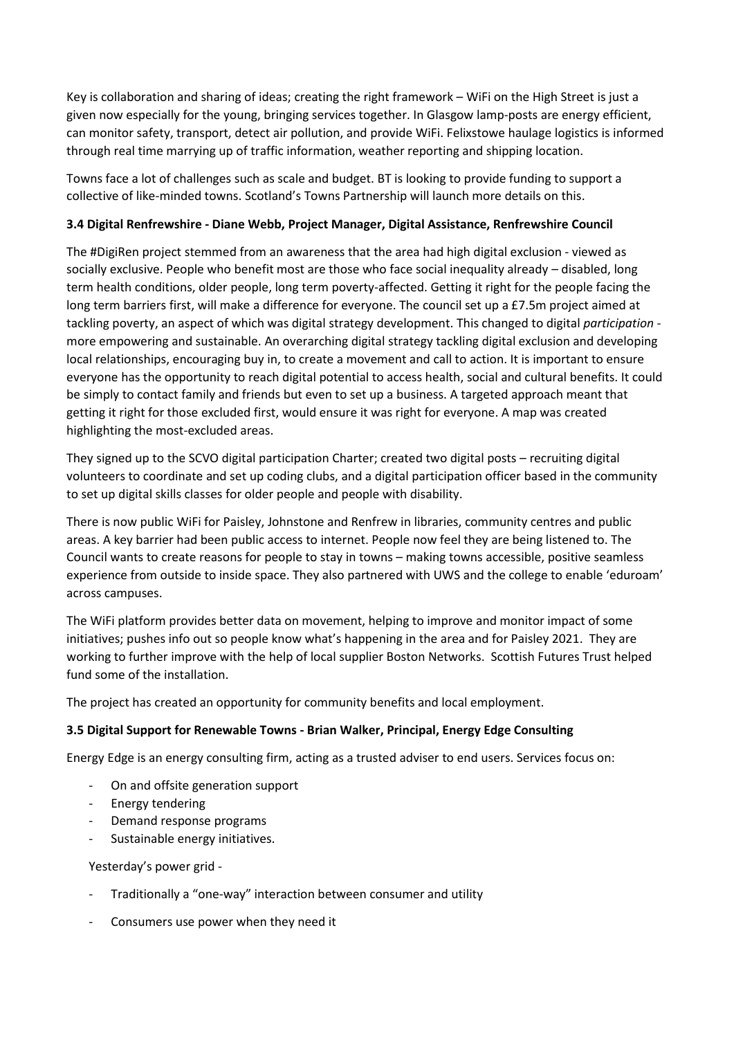Key is collaboration and sharing of ideas; creating the right framework – WiFi on the High Street is just a given now especially for the young, bringing services together. In Glasgow lamp-posts are energy efficient, can monitor safety, transport, detect air pollution, and provide WiFi. Felixstowe haulage logistics is informed through real time marrying up of traffic information, weather reporting and shipping location.

Towns face a lot of challenges such as scale and budget. BT is looking to provide funding to support a collective of like-minded towns. Scotland's Towns Partnership will launch more details on this.

**3.4 Digital Renfrewshire - Diane Webb, Project Manager, Digital Assistance, Renfrewshire Council**

The #DigiRen project stemmed from an awareness that the area had high digital exclusion - viewed as socially exclusive. People who benefit most are those who face social inequality already – disabled, long term health conditions, older people, long term poverty-affected. Getting it right for the people facing the long term barriers first, will make a difference for everyone. The council set up a £7.5m project aimed at tackling poverty, an aspect of which was digital strategy development. This changed to digital *participation* - more empowering and sustainable. An overarching digital strategy tackling digital exclusion and developing local relationships, encouraging buy in, to create a movement and call to action. It is important to ensure everyone has the opportunity to reach digital potential to access health, social and cultural benefits. It could be simply to contact family and friends but even to set up a business. A targeted approach meant that getting it right for those excluded first, would ensure it was right for everyone. A map was created highlighting the most-excluded areas.

They signed up to the SCVO digital participation Charter; created two digital posts – recruiting digital volunteers to coordinate and set up coding clubs, and a digital participation officer based in the community to set up digital skills classes for older people and people with disability.

There is now public WiFi for Paisley, Johnstone and Renfrew in libraries, community centres and public areas. A key barrier had been public access to internet. People now feel they are being listened to. The Council wants to create reasons for people to stay in towns – making towns accessible, positive seamless experience from outside to inside space. They also partnered with UWS and the college to enable 'eduroam' across campuses.

The WiFi platform provides better data on movement, helping to improve and monitor impact of some initiatives; pushes info out so people know what's happening in the area and for Paisley 2021. They are working to further improve with the help of local supplier Boston Networks. Scottish Futures Trust helped fund some of the installation.

The project has created an opportunity for community benefits and local employment.

**3.5 Digital Support for Renewable Towns - Brian Walker, Principal, Energy Edge Consulting**

Energy Edge is an energy consulting firm, acting as a trusted adviser to end users. Services focus on:

- On and offsite generation support
- Energy tendering
- Demand response programs
- Sustainable energy initiatives.

Yesterday's power grid -

- Traditionally a "one-way" interaction between consumer and utility
- Consumers use power when they need it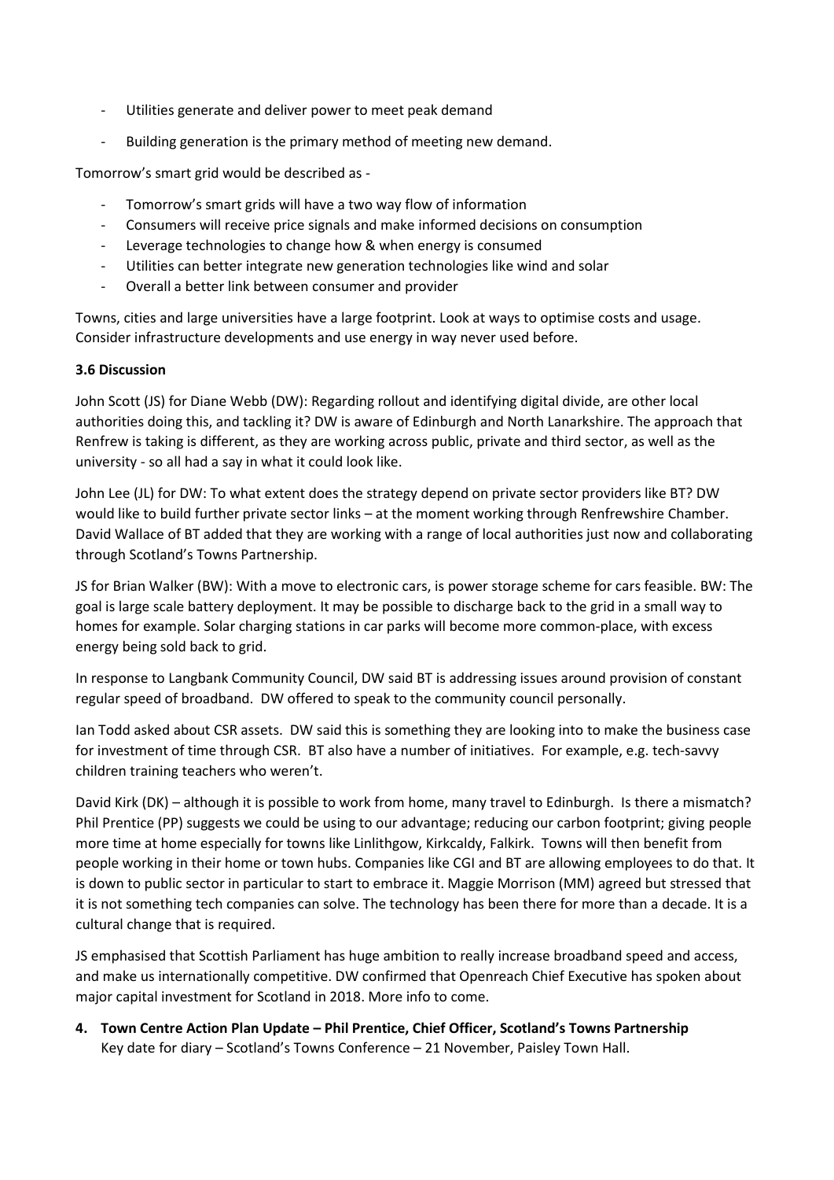- Utilities generate and deliver power to meet peak demand
- Building generation is the primary method of meeting new demand.

Tomorrow's smart grid would be described as -

- Tomorrow's smart grids will have a two way flow of information
- Consumers will receive price signals and make informed decisions on consumption
- Leverage technologies to change how & when energy is consumed
- Utilities can better integrate new generation technologies like wind and solar
- Overall a better link between consumer and provider

Towns, cities and large universities have a large footprint. Look at ways to optimise costs and usage. Consider infrastructure developments and use energy in way never used before.

**3.6 Discussion**

John Scott (JS) for Diane Webb (DW): Regarding rollout and identifying digital divide, are other local authorities doing this, and tackling it? DW is aware of Edinburgh and North Lanarkshire. The approach that Renfrew is taking is different, as they are working across public, private and third sector, as well as the university - so all had a say in what it could look like.

John Lee (JL) for DW: To what extent does the strategy depend on private sector providers like BT? DW would like to build further private sector links – at the moment working through Renfrewshire Chamber. David Wallace of BT added that they are working with a range of local authorities just now and collaborating through Scotland's Towns Partnership.

JS for Brian Walker (BW): With a move to electronic cars, is power storage scheme for cars feasible. BW: The goal is large scale battery deployment. It may be possible to discharge back to the grid in a small way to homes for example. Solar charging stations in car parks will become more common-place, with excess energy being sold back to grid.

In response to Langbank Community Council, DW said BT is addressing issues around provision of constant regular speed of broadband. DW offered to speak to the community council personally.

Ian Todd asked about CSR assets. DW said this is something they are looking into to make the business case for investment of time through CSR. BT also have a number of initiatives. For example, e.g. tech-savvy children training teachers who weren't.

David Kirk (DK) – although it is possible to work from home, many travel to Edinburgh. Is there a mismatch? Phil Prentice (PP) suggests we could be using to our advantage; reducing our carbon footprint; giving people more time at home especially for towns like Linlithgow, Kirkcaldy, Falkirk. Towns will then benefit from people working in their home or town hubs. Companies like CGI and BT are allowing employees to do that. It is down to public sector in particular to start to embrace it. Maggie Morrison (MM) agreed but stressed that it is not something tech companies can solve. The technology has been there for more than a decade. It is a cultural change that is required.

JS emphasised that Scottish Parliament has huge ambition to really increase broadband speed and access, and make us internationally competitive. DW confirmed that Openreach Chief Executive has spoken about major capital investment for Scotland in 2018. More info to come.

4. **Town Centre Action Plan Update – Phil Prentice, Chief Officer, Scotland's Towns Partnership**
   Key date for diary – Scotland's Towns Conference – 21 November, Paisley Town Hall.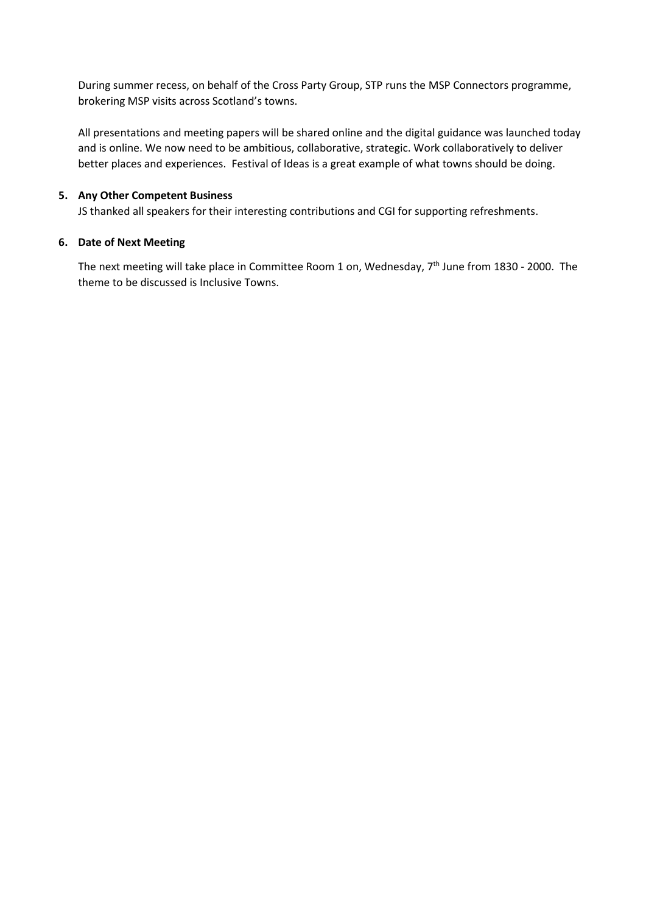During summer recess, on behalf of the Cross Party Group, STP runs the MSP Connectors programme, brokering MSP visits across Scotland's towns.

All presentations and meeting papers will be shared online and the digital guidance was launched today and is online. We now need to be ambitious, collaborative, strategic. Work collaboratively to deliver better places and experiences. Festival of Ideas is a great example of what towns should be doing.

**5. Any Other Competent Business**

JS thanked all speakers for their interesting contributions and CGI for supporting refreshments.

**6. Date of Next Meeting**

The next meeting will take place in Committee Room 1 on, Wednesday, 7th June from 1830 - 2000. The theme to be discussed is Inclusive Towns.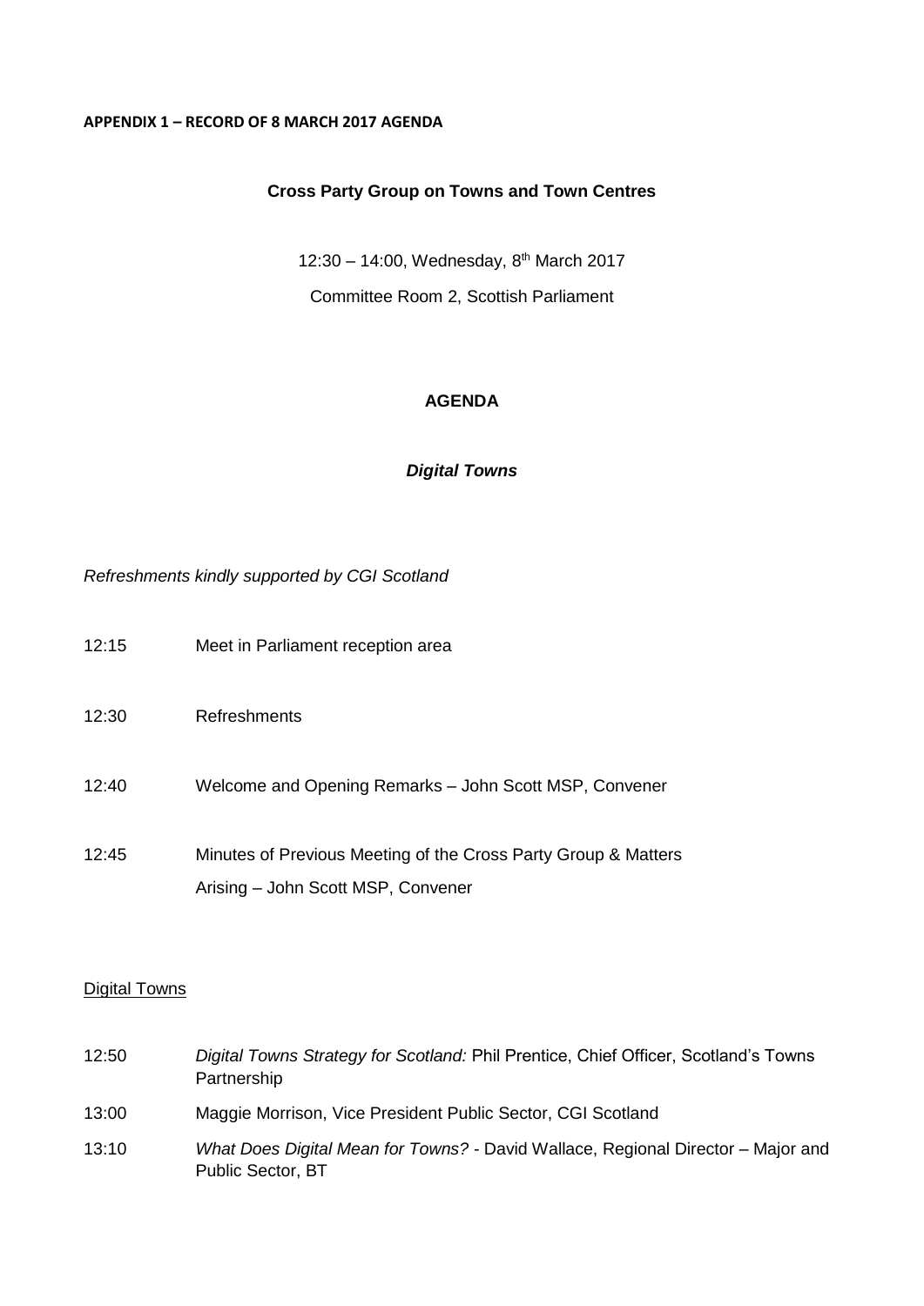**APPENDIX 1 – RECORD OF 8 MARCH 2017 AGENDA**

**Cross Party Group on Towns and Town Centres**

12:30 – 14:00, Wednesday, 8th March 2017

Committee Room 2, Scottish Parliament

**AGENDA**

***Digital Towns***

*Refreshments kindly supported by CGI Scotland*

| | |
|---|---|
| 12:15 | Meet in Parliament reception area |
| 12:30 | Refreshments |
| 12:40 | Welcome and Opening Remarks – John Scott MSP, Convener |
| 12:45 | Minutes of Previous Meeting of the Cross Party Group & Matters Arising – John Scott MSP, Convener |

<u>Digital Towns</u>

| | |
|---|---|
| 12:50 | *Digital Towns Strategy for Scotland:* Phil Prentice, Chief Officer, Scotland's Towns Partnership |
| 13:00 | Maggie Morrison, Vice President Public Sector, CGI Scotland |
| 13:10 | *What Does Digital Mean for Towns?* - David Wallace, Regional Director – Major and Public Sector, BT |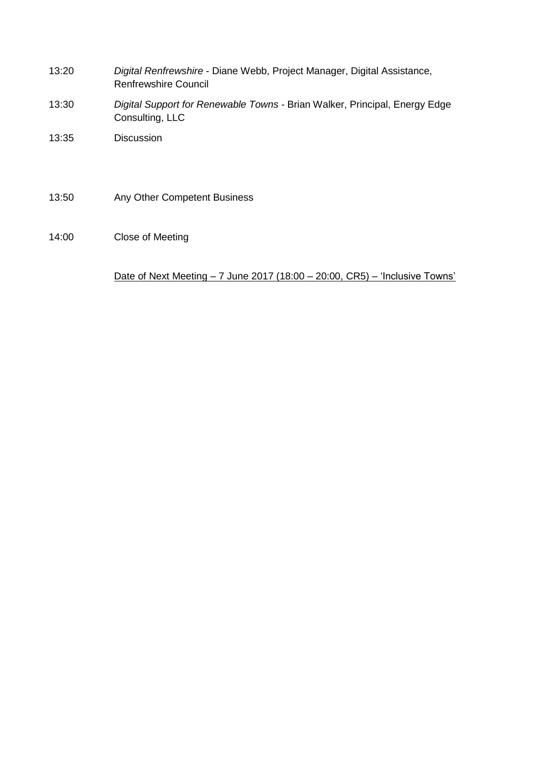13:20 *Digital Renfrewshire* - Diane Webb, Project Manager, Digital Assistance, Renfrewshire Council

13:30 *Digital Support for Renewable Towns* - Brian Walker, Principal, Energy Edge Consulting, LLC

13:35 Discussion

13:50 Any Other Competent Business

14:00 Close of Meeting

<u>Date of Next Meeting – 7 June 2017 (18:00 – 20:00, CR5) – 'Inclusive Towns'</u>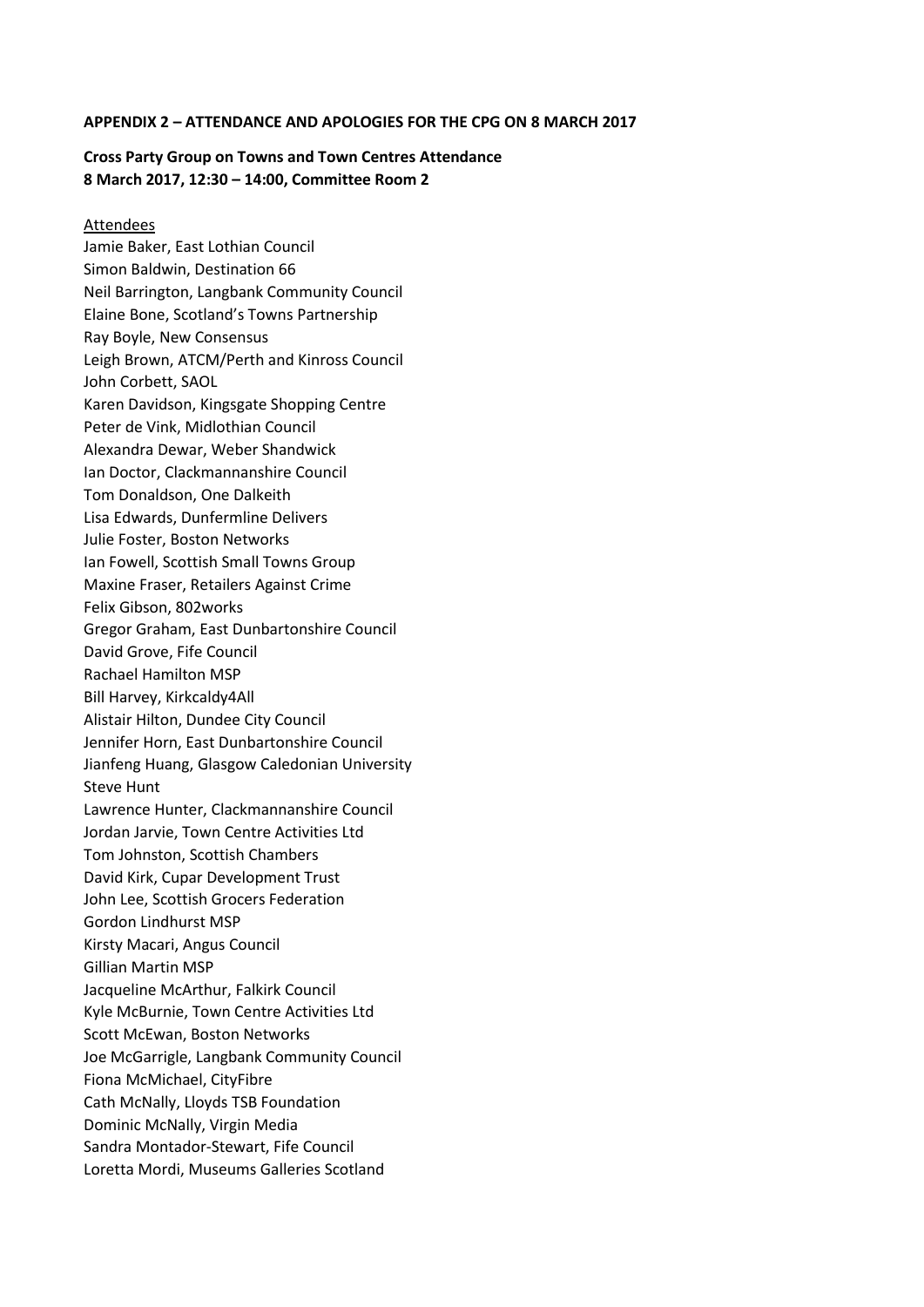**APPENDIX 2 – ATTENDANCE AND APOLOGIES FOR THE CPG ON 8 MARCH 2017**

**Cross Party Group on Towns and Town Centres Attendance**
**8 March 2017, 12:30 – 14:00, Committee Room 2**

<u>Attendees</u>

Jamie Baker, East Lothian Council
Simon Baldwin, Destination 66
Neil Barrington, Langbank Community Council
Elaine Bone, Scotland's Towns Partnership
Ray Boyle, New Consensus
Leigh Brown, ATCM/Perth and Kinross Council
John Corbett, SAOL
Karen Davidson, Kingsgate Shopping Centre
Peter de Vink, Midlothian Council
Alexandra Dewar, Weber Shandwick
Ian Doctor, Clackmannanshire Council
Tom Donaldson, One Dalkeith
Lisa Edwards, Dunfermline Delivers
Julie Foster, Boston Networks
Ian Fowell, Scottish Small Towns Group
Maxine Fraser, Retailers Against Crime
Felix Gibson, 802works
Gregor Graham, East Dunbartonshire Council
David Grove, Fife Council
Rachael Hamilton MSP
Bill Harvey, Kirkcaldy4All
Alistair Hilton, Dundee City Council
Jennifer Horn, East Dunbartonshire Council
Jianfeng Huang, Glasgow Caledonian University
Steve Hunt
Lawrence Hunter, Clackmannanshire Council
Jordan Jarvie, Town Centre Activities Ltd
Tom Johnston, Scottish Chambers
David Kirk, Cupar Development Trust
John Lee, Scottish Grocers Federation
Gordon Lindhurst MSP
Kirsty Macari, Angus Council
Gillian Martin MSP
Jacqueline McArthur, Falkirk Council
Kyle McBurnie, Town Centre Activities Ltd
Scott McEwan, Boston Networks
Joe McGarrigle, Langbank Community Council
Fiona McMichael, CityFibre
Cath McNally, Lloyds TSB Foundation
Dominic McNally, Virgin Media
Sandra Montador-Stewart, Fife Council
Loretta Mordi, Museums Galleries Scotland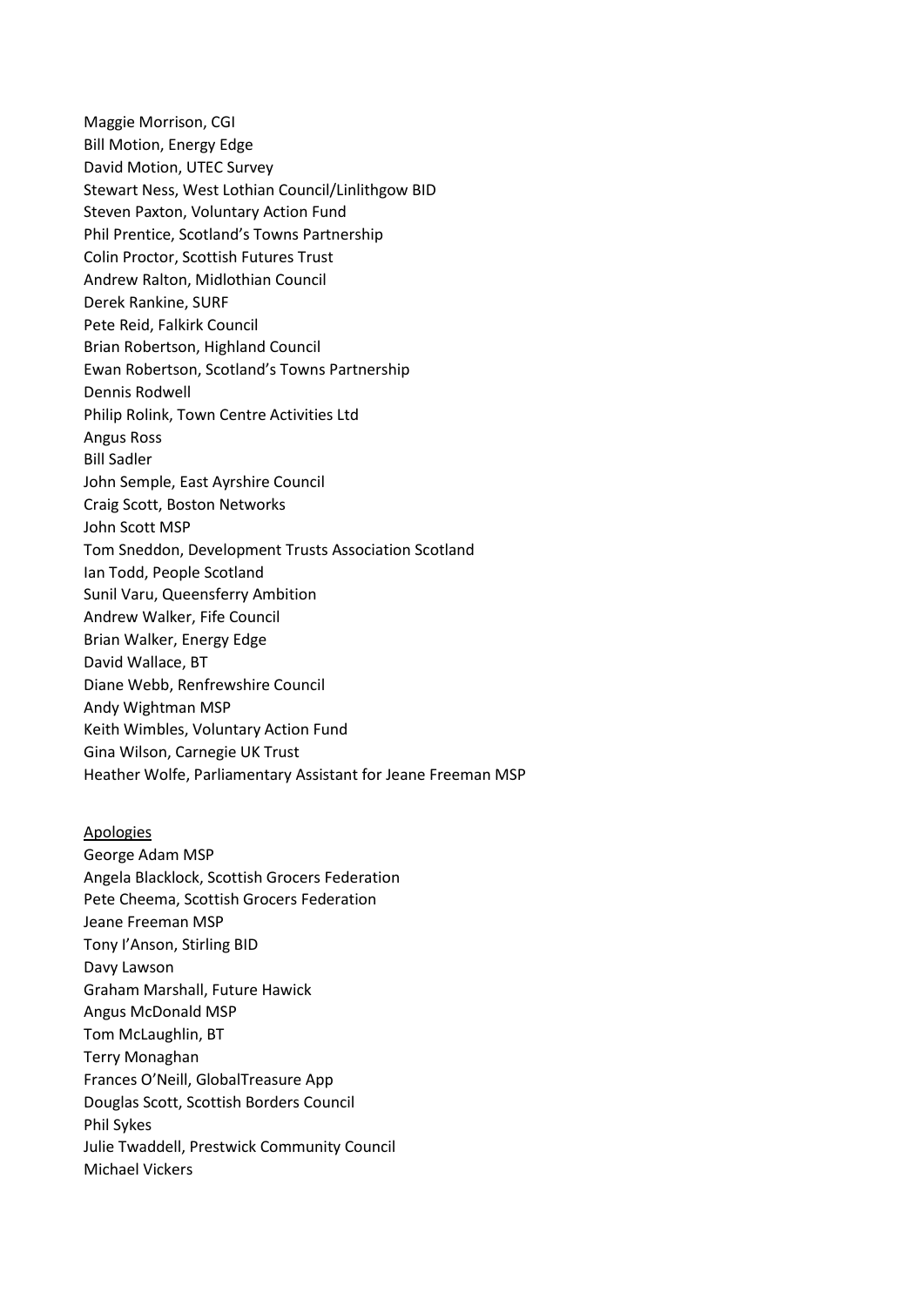Maggie Morrison, CGI
Bill Motion, Energy Edge
David Motion, UTEC Survey
Stewart Ness, West Lothian Council/Linlithgow BID
Steven Paxton, Voluntary Action Fund
Phil Prentice, Scotland's Towns Partnership
Colin Proctor, Scottish Futures Trust
Andrew Ralton, Midlothian Council
Derek Rankine, SURF
Pete Reid, Falkirk Council
Brian Robertson, Highland Council
Ewan Robertson, Scotland's Towns Partnership
Dennis Rodwell
Philip Rolink, Town Centre Activities Ltd
Angus Ross
Bill Sadler
John Semple, East Ayrshire Council
Craig Scott, Boston Networks
John Scott MSP
Tom Sneddon, Development Trusts Association Scotland
Ian Todd, People Scotland
Sunil Varu, Queensferry Ambition
Andrew Walker, Fife Council
Brian Walker, Energy Edge
David Wallace, BT
Diane Webb, Renfrewshire Council
Andy Wightman MSP
Keith Wimbles, Voluntary Action Fund
Gina Wilson, Carnegie UK Trust
Heather Wolfe, Parliamentary Assistant for Jeane Freeman MSP

Apologies

George Adam MSP
Angela Blacklock, Scottish Grocers Federation
Pete Cheema, Scottish Grocers Federation
Jeane Freeman MSP
Tony I'Anson, Stirling BID
Davy Lawson
Graham Marshall, Future Hawick
Angus McDonald MSP
Tom McLaughlin, BT
Terry Monaghan
Frances O'Neill, GlobalTreasure App
Douglas Scott, Scottish Borders Council
Phil Sykes
Julie Twaddell, Prestwick Community Council
Michael Vickers